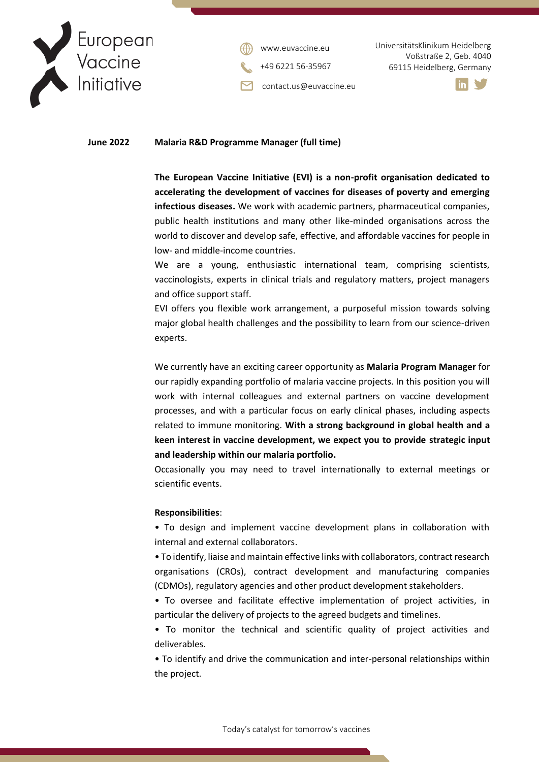European Vaccine Initiative

www.euvaccine.eu
+49 6221 56-35967
contact.us@euvaccine.eu

UniversitätsKlinikum Heidelberg
Voßstraße 2, Geb. 4040
69115 Heidelberg, Germany

**June 2022** **Malaria R&D Programme Manager (full time)**

**The European Vaccine Initiative (EVI) is a non-profit organisation dedicated to accelerating the development of vaccines for diseases of poverty and emerging infectious diseases.** We work with academic partners, pharmaceutical companies, public health institutions and many other like-minded organisations across the world to discover and develop safe, effective, and affordable vaccines for people in low- and middle-income countries.

We are a young, enthusiastic international team, comprising scientists, vaccinologists, experts in clinical trials and regulatory matters, project managers and office support staff.

EVI offers you flexible work arrangement, a purposeful mission towards solving major global health challenges and the possibility to learn from our science-driven experts.

We currently have an exciting career opportunity as **Malaria Program Manager** for our rapidly expanding portfolio of malaria vaccine projects. In this position you will work with internal colleagues and external partners on vaccine development processes, and with a particular focus on early clinical phases, including aspects related to immune monitoring. **With a strong background in global health and a keen interest in vaccine development, we expect you to provide strategic input and leadership within our malaria portfolio.**

Occasionally you may need to travel internationally to external meetings or scientific events.

**Responsibilities**:

- To design and implement vaccine development plans in collaboration with internal and external collaborators.
- To identify, liaise and maintain effective links with collaborators, contract research organisations (CROs), contract development and manufacturing companies (CDMOs), regulatory agencies and other product development stakeholders.
- To oversee and facilitate effective implementation of project activities, in particular the delivery of projects to the agreed budgets and timelines.
- To monitor the technical and scientific quality of project activities and deliverables.
- To identify and drive the communication and inter-personal relationships within the project.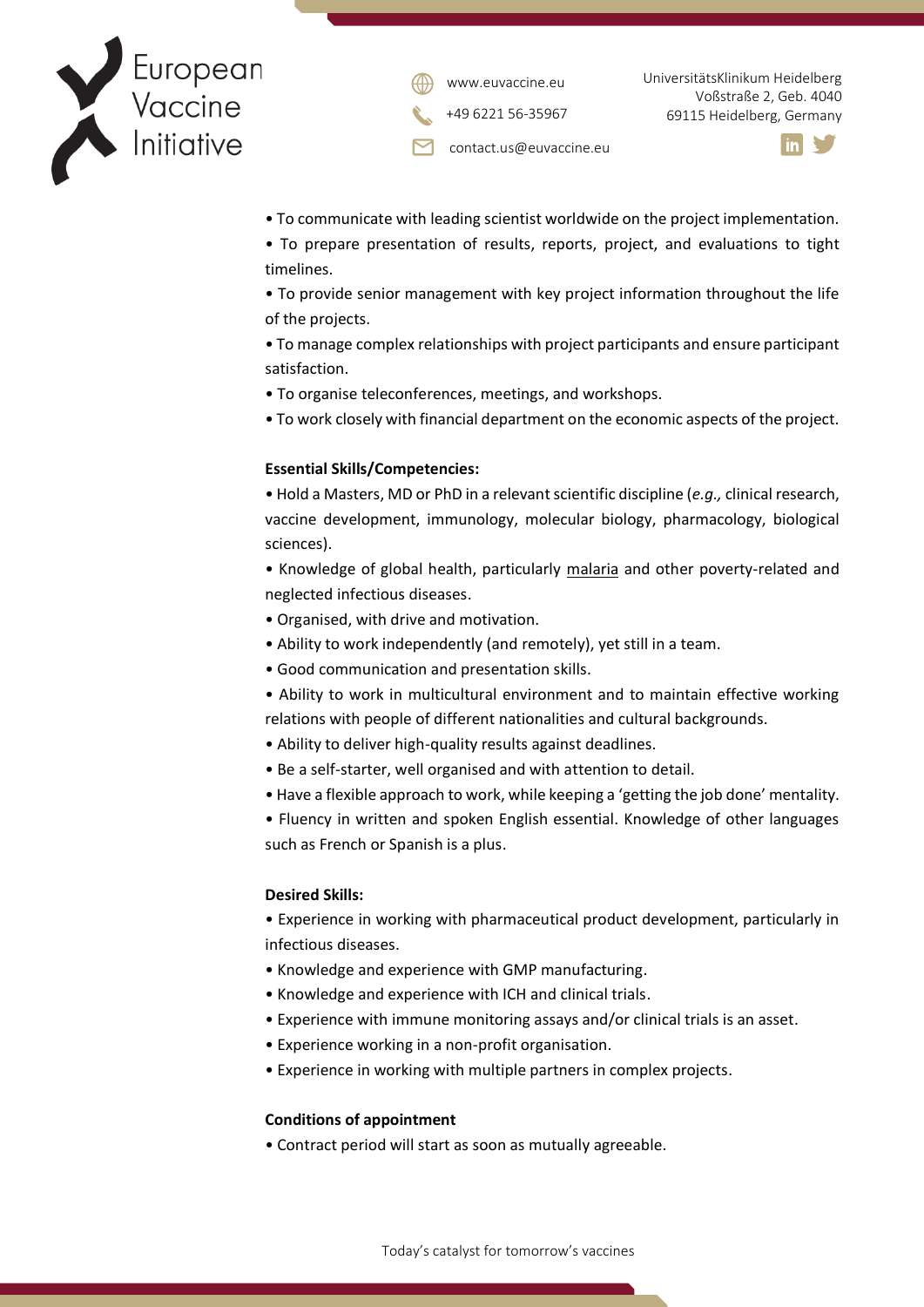- To communicate with leading scientist worldwide on the project implementation.
- To prepare presentation of results, reports, project, and evaluations to tight timelines.
- To provide senior management with key project information throughout the life of the projects.
- To manage complex relationships with project participants and ensure participant satisfaction.
- To organise teleconferences, meetings, and workshops.
- To work closely with financial department on the economic aspects of the project.

**Essential Skills/Competencies:**

- Hold a Masters, MD or PhD in a relevant scientific discipline (*e.g.,* clinical research, vaccine development, immunology, molecular biology, pharmacology, biological sciences).
- Knowledge of global health, particularly malaria and other poverty-related and neglected infectious diseases.
- Organised, with drive and motivation.
- Ability to work independently (and remotely), yet still in a team.
- Good communication and presentation skills.
- Ability to work in multicultural environment and to maintain effective working relations with people of different nationalities and cultural backgrounds.
- Ability to deliver high-quality results against deadlines.
- Be a self-starter, well organised and with attention to detail.
- Have a flexible approach to work, while keeping a 'getting the job done' mentality.
- Fluency in written and spoken English essential. Knowledge of other languages such as French or Spanish is a plus.

**Desired Skills:**

- Experience in working with pharmaceutical product development, particularly in infectious diseases.
- Knowledge and experience with GMP manufacturing.
- Knowledge and experience with ICH and clinical trials.
- Experience with immune monitoring assays and/or clinical trials is an asset.
- Experience working in a non-profit organisation.
- Experience in working with multiple partners in complex projects.

**Conditions of appointment**

- Contract period will start as soon as mutually agreeable.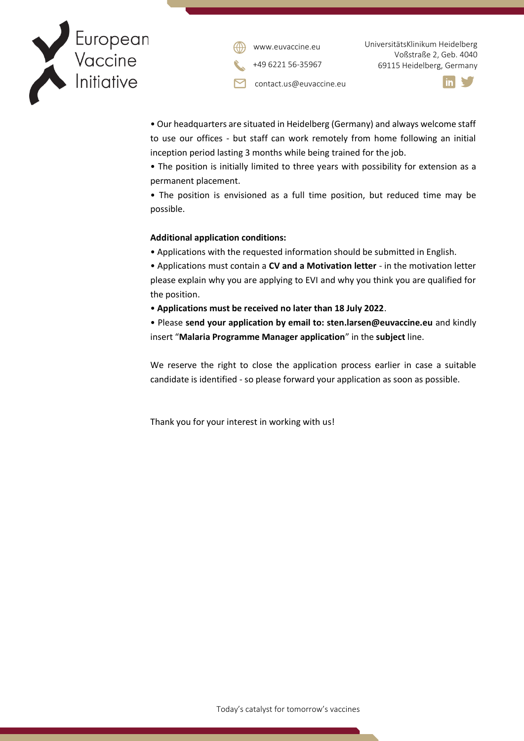• Our headquarters are situated in Heidelberg (Germany) and always welcome staff to use our offices - but staff can work remotely from home following an initial inception period lasting 3 months while being trained for the job.
• The position is initially limited to three years with possibility for extension as a permanent placement.
• The position is envisioned as a full time position, but reduced time may be possible.

**Additional application conditions:**

• Applications with the requested information should be submitted in English.
• Applications must contain a **CV and a Motivation letter** - in the motivation letter please explain why you are applying to EVI and why you think you are qualified for the position.
• **Applications must be received no later than 18 July 2022**.
• Please **send your application by email to: sten.larsen@euvaccine.eu** and kindly insert "**Malaria Programme Manager application**" in the **subject** line.

We reserve the right to close the application process earlier in case a suitable candidate is identified - so please forward your application as soon as possible.

Thank you for your interest in working with us!